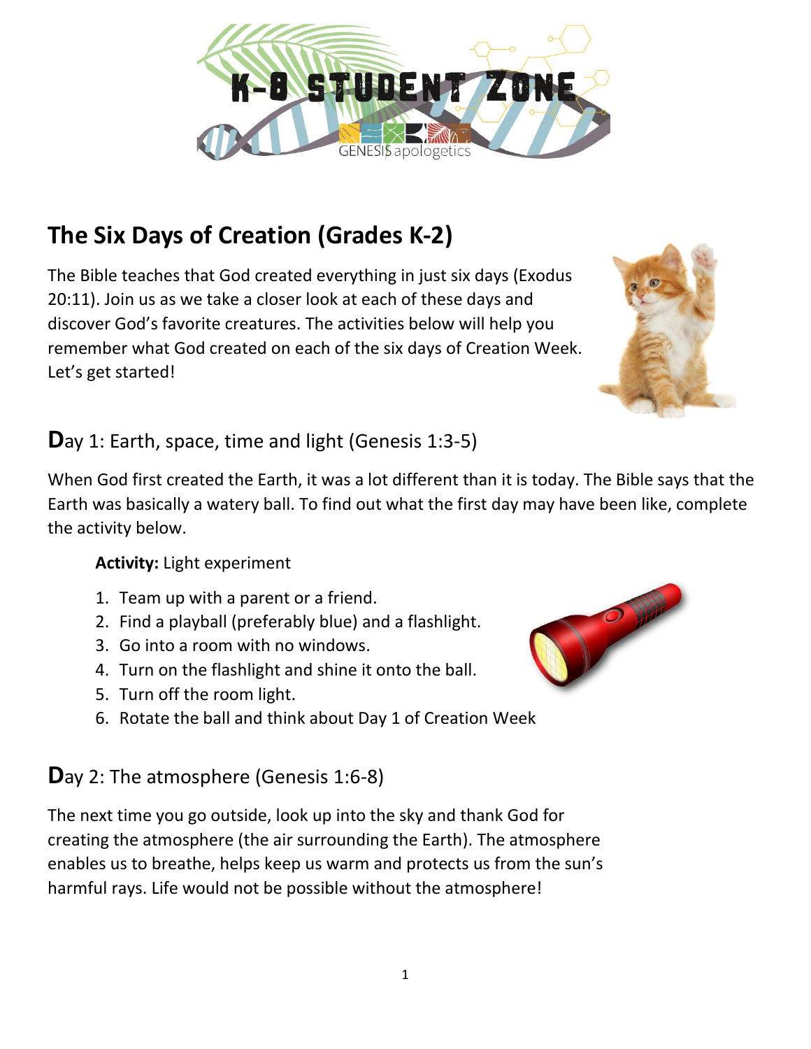# The Six Days of Creation (Grades K-2)

The Bible teaches that God created everything in just six days (Exodus 20:11). Join us as we take a closer look at each of these days and discover God's favorite creatures. The activities below will help you remember what God created on each of the six days of Creation Week. Let's get started!

## Day 1: Earth, space, time and light (Genesis 1:3-5)

When God first created the Earth, it was a lot different than it is today. The Bible says that the Earth was basically a watery ball. To find out what the first day may have been like, complete the activity below.

**Activity:** Light experiment

1. Team up with a parent or a friend.
2. Find a playball (preferably blue) and a flashlight.
3. Go into a room with no windows.
4. Turn on the flashlight and shine it onto the ball.
5. Turn off the room light.
6. Rotate the ball and think about Day 1 of Creation Week

## Day 2: The atmosphere (Genesis 1:6-8)

The next time you go outside, look up into the sky and thank God for creating the atmosphere (the air surrounding the Earth). The atmosphere enables us to breathe, helps keep us warm and protects us from the sun's harmful rays. Life would not be possible without the atmosphere!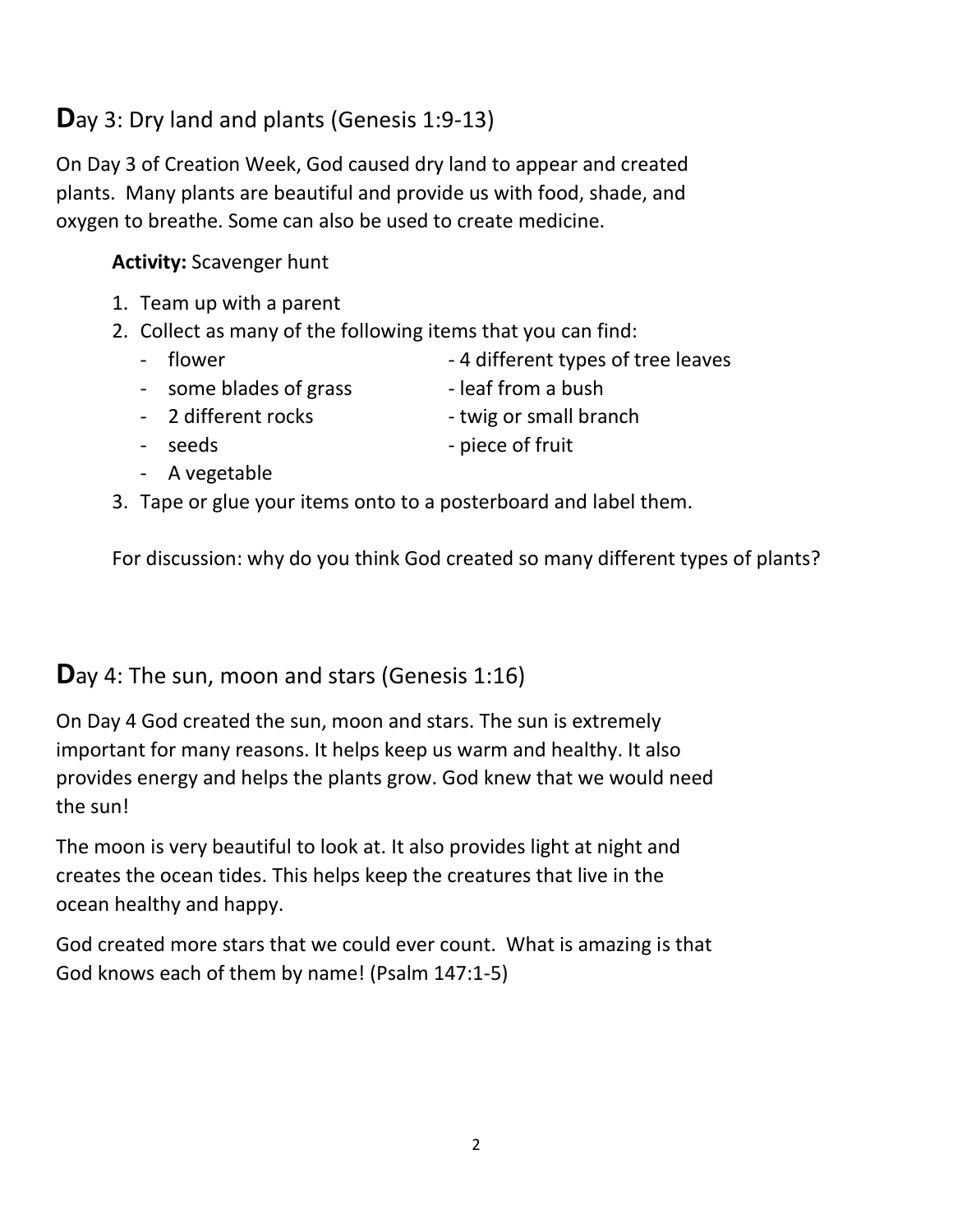## Day 3: Dry land and plants (Genesis 1:9-13)

On Day 3 of Creation Week, God caused dry land to appear and created plants. Many plants are beautiful and provide us with food, shade, and oxygen to breathe. Some can also be used to create medicine.

**Activity:** Scavenger hunt

1. Team up with a parent
2. Collect as many of the following items that you can find:
   - flower
   - 4 different types of tree leaves
   - some blades of grass
   - leaf from a bush
   - 2 different rocks
   - twig or small branch
   - seeds
   - piece of fruit
   - A vegetable
3. Tape or glue your items onto to a posterboard and label them.

For discussion: why do you think God created so many different types of plants?

## Day 4: The sun, moon and stars (Genesis 1:16)

On Day 4 God created the sun, moon and stars. The sun is extremely important for many reasons. It helps keep us warm and healthy. It also provides energy and helps the plants grow. God knew that we would need the sun!

The moon is very beautiful to look at. It also provides light at night and creates the ocean tides. This helps keep the creatures that live in the ocean healthy and happy.

God created more stars that we could ever count. What is amazing is that God knows each of them by name! (Psalm 147:1-5)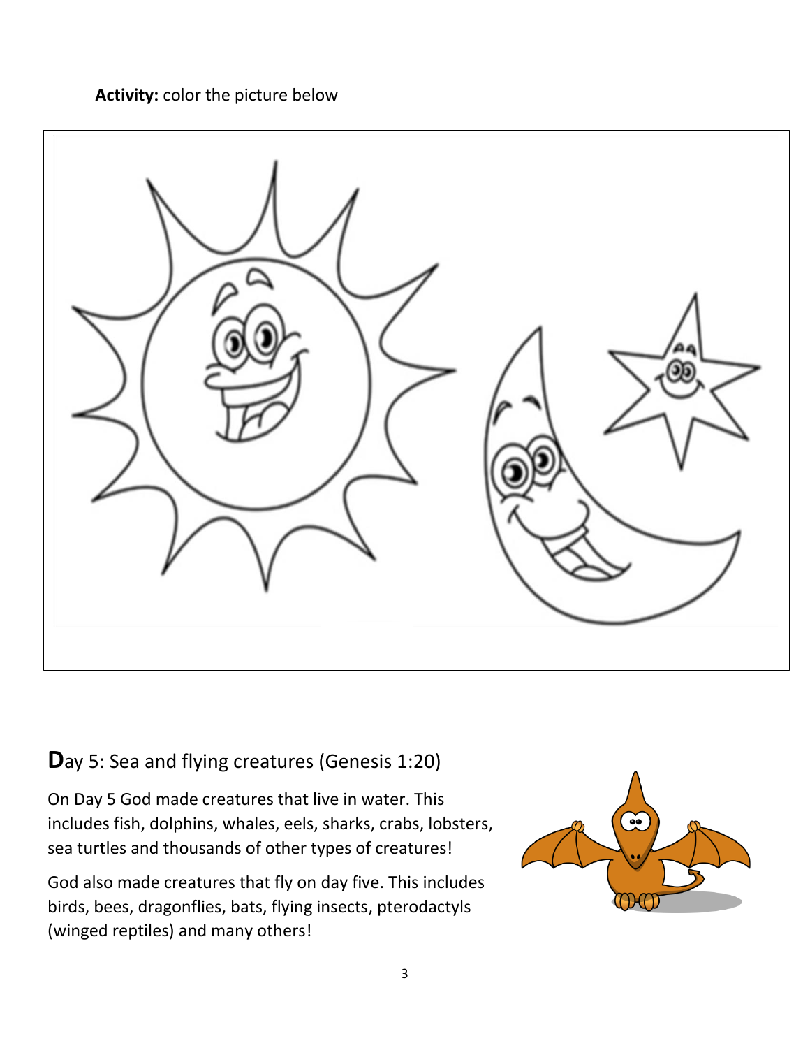**Activity:** color the picture below

## Day 5: Sea and flying creatures (Genesis 1:20)

On Day 5 God made creatures that live in water. This includes fish, dolphins, whales, eels, sharks, crabs, lobsters, sea turtles and thousands of other types of creatures!

God also made creatures that fly on day five. This includes birds, bees, dragonflies, bats, flying insects, pterodactyls (winged reptiles) and many others!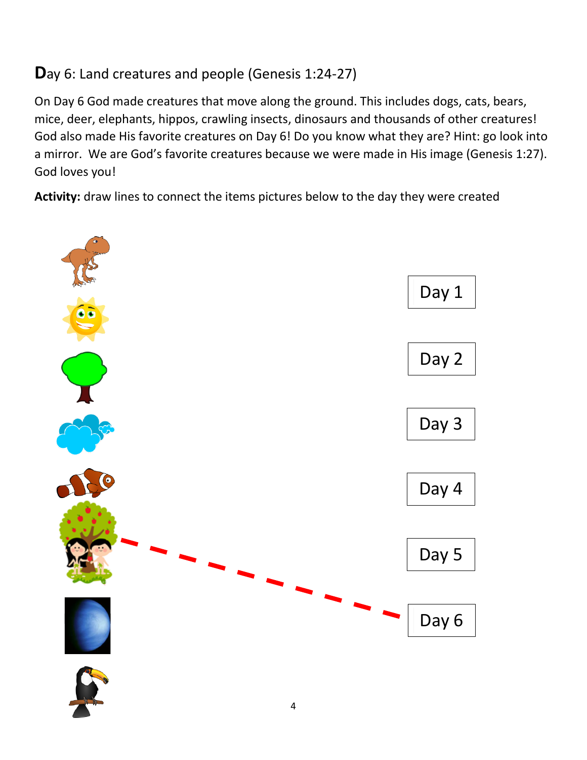## Day 6: Land creatures and people (Genesis 1:24-27)

On Day 6 God made creatures that move along the ground. This includes dogs, cats, bears, mice, deer, elephants, hippos, crawling insects, dinosaurs and thousands of other creatures! God also made His favorite creatures on Day 6! Do you know what they are? Hint: go look into a mirror. We are God's favorite creatures because we were made in His image (Genesis 1:27). God loves you!

**Activity:** draw lines to connect the items pictures below to the day they were created

Day 1

Day 2

Day 3

Day 4

Day 5

Day 6